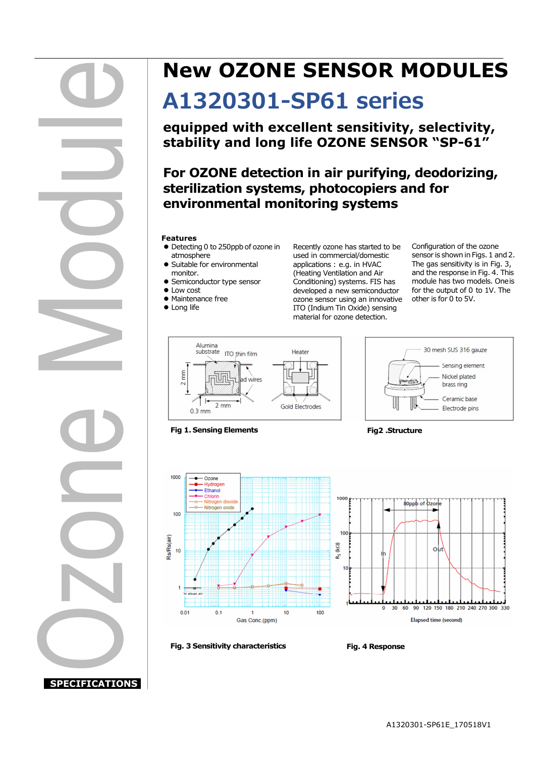# New OZONE SENSOR MODULES

# A1320301-SP61 series

## equipped with excellent sensitivity, selectivity, stability and long life OZONE SENSOR "SP-61"

## For OZONE detection in air purifying, deodorizing, sterilization systems, photocopiers and for environmental monitoring systems

**Features**

- Detecting 0 to 250ppb of ozone in atmosphere
- Suitable for environmental monitor.
- Semiconductor type sensor
- Low cost
- Maintenance free
- Long life

Recently ozone has started to be used in commercial/domestic applications : e.g. in HVAC (Heating Ventilation and Air Conditioning) systems. FIS has developed a new semiconductor ozone sensor using an innovative ITO (Indium Tin Oxide) sensing material for ozone detection.

Configuration of the ozone sensor is shown in Figs. 1 and 2. The gas sensitivity is in Fig. 3, and the response in Fig. 4. This module has two models. One is for the output of 0 to 1V. The other is for 0 to 5V.

**Fig 1. Sensing Elements**

**Fig2 .Structure**

**Fig. 3 Sensitivity characteristics**

**Fig. 4 Response**

SPECIFICATIONS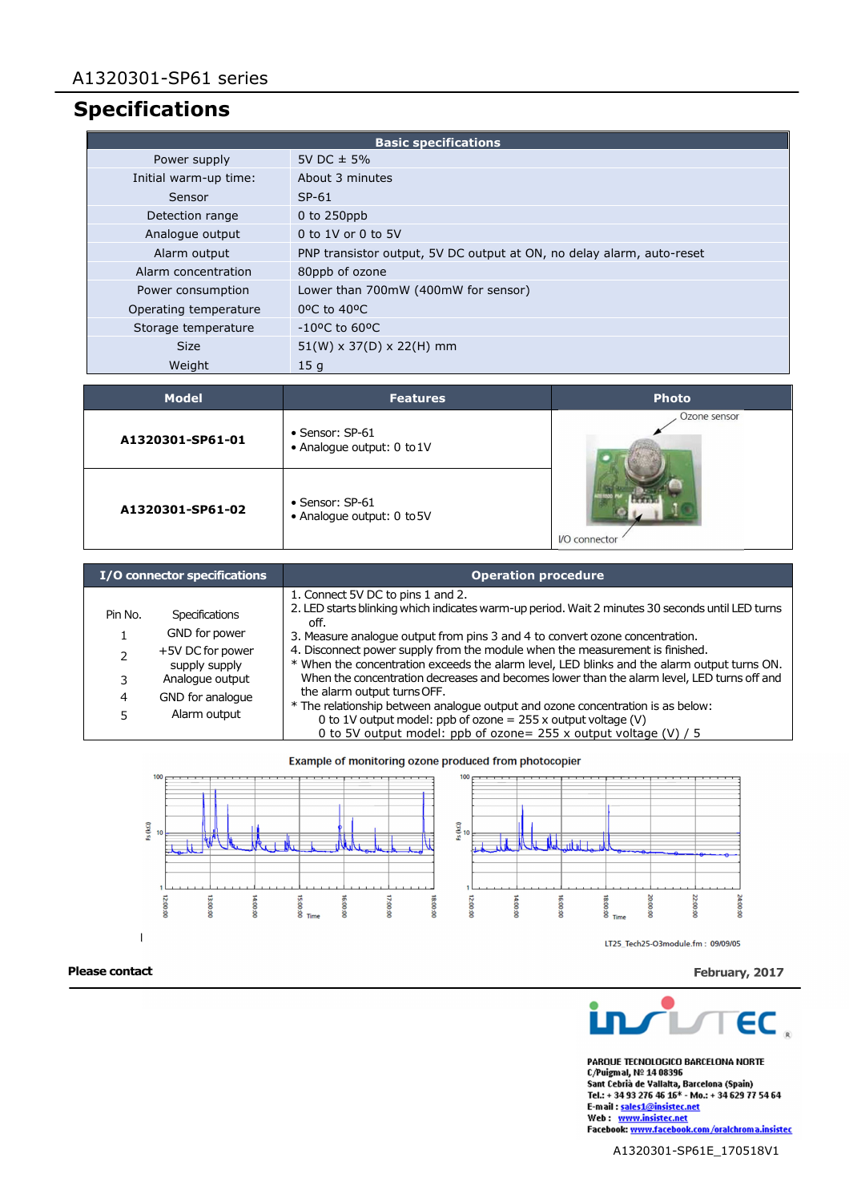A1320301-SP61 series

# Specifications

| Basic specifications | |
|---|---|
| Power supply | 5V DC ± 5% |
| Initial warm-up time: | About 3 minutes |
| Sensor | SP-61 |
| Detection range | 0 to 250ppb |
| Analogue output | 0 to 1V or 0 to 5V |
| Alarm output | PNP transistor output, 5V DC output at ON, no delay alarm, auto-reset |
| Alarm concentration | 80ppb of ozone |
| Power consumption | Lower than 700mW (400mW for sensor) |
| Operating temperature | 0ºC to 40ºC |
| Storage temperature | -10ºC to 60ºC |
| Size | 51(W) x 37(D) x 22(H) mm |
| Weight | 15 g |

| Model | Features | Photo |
|---|---|---|
| **A1320301-SP61-01** | • Sensor: SP-61<br>• Analogue output: 0 to1V | Ozone sensor<br>I/O connector |
| **A1320301-SP61-02** | • Sensor: SP-61<br>• Analogue output: 0 to5V | |

| I/O connector specifications | Operation procedure |
|---|---|
| Pin No. / Specifications<br>1 GND for power<br>2 +5V DC for power supply supply<br>3 Analogue output<br>4 GND for analogue<br>5 Alarm output | 1. Connect 5V DC to pins 1 and 2.<br>2. LED starts blinking which indicates warm-up period. Wait 2 minutes 30 seconds until LED turns off.<br>3. Measure analogue output from pins 3 and 4 to convert ozone concentration.<br>4. Disconnect power supply from the module when the measurement is finished.<br>* When the concentration exceeds the alarm level, LED blinks and the alarm output turns ON. When the concentration decreases and becomes lower than the alarm level, LED turns off and the alarm output turns OFF.<br>* The relationship between analogue output and ozone concentration is as below:<br>0 to 1V output model: ppb of ozone = 255 x output voltage (V)<br>0 to 5V output model: ppb of ozone= 255 x output voltage (V) / 5 |

Example of monitoring ozone produced from photocopier

100
10
1
Rs (kΩ)
12:00:00 13:00:00 14:00:00 15:00:00 16:00:00 17:00:00 18:00:00
Time

100
10
1
Rs (kΩ)
12:00:00 14:00:00 16:00:00 18:00:00 20:00:00 22:00:00 24:00:00
Time

LT25_Tech25-O3module.fm : 09/09/05

**Please contact**

**February, 2017**

insistec

**PARQUE TECNOLOGICO BARCELONA NORTE**
**C/Puigmal, Nº 14 08396**
**Sant Cebrià de Vallalta, Barcelona (Spain)**
**Tel.: + 34 93 276 46 16* - Mo.: + 34 629 77 54 64**
**E-mail : sales1@insistec.net**
**Web : www.insistec.net**
**Facebook: www.facebook.com/oralchroma.insistec**

A1320301-SP61E_170518V1